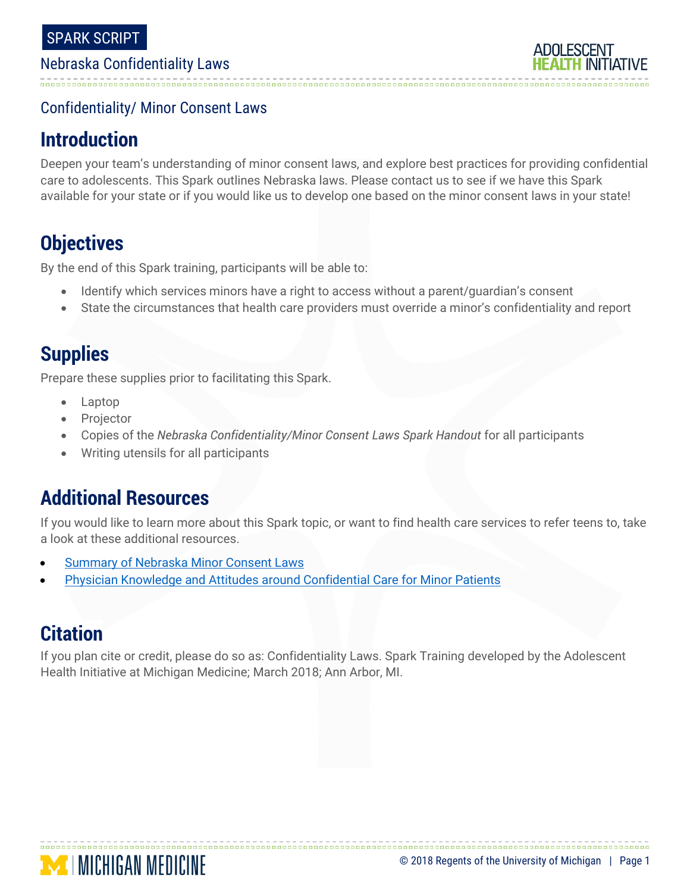SPARK SCRIPT

Nebraska Confidentiality Laws

Confidentiality/ Minor Consent Laws

## Introduction

Deepen your team's understanding of minor consent laws, and explore best practices for providing confidential care to adolescents. This Spark outlines Nebraska laws. Please contact us to see if we have this Spark available for your state or if you would like us to develop one based on the minor consent laws in your state!

## Objectives

By the end of this Spark training, participants will be able to:

- Identify which services minors have a right to access without a parent/guardian's consent
- State the circumstances that health care providers must override a minor's confidentiality and report

## Supplies

Prepare these supplies prior to facilitating this Spark.

- Laptop
- Projector
- Copies of the *Nebraska Confidentiality/Minor Consent Laws Spark Handout* for all participants
- Writing utensils for all participants

## Additional Resources

If you would like to learn more about this Spark topic, or want to find health care services to refer teens to, take a look at these additional resources.

- Summary of Nebraska Minor Consent Laws
- Physician Knowledge and Attitudes around Confidential Care for Minor Patients

## Citation

If you plan cite or credit, please do so as: Confidentiality Laws. Spark Training developed by the Adolescent Health Initiative at Michigan Medicine; March 2018; Ann Arbor, MI.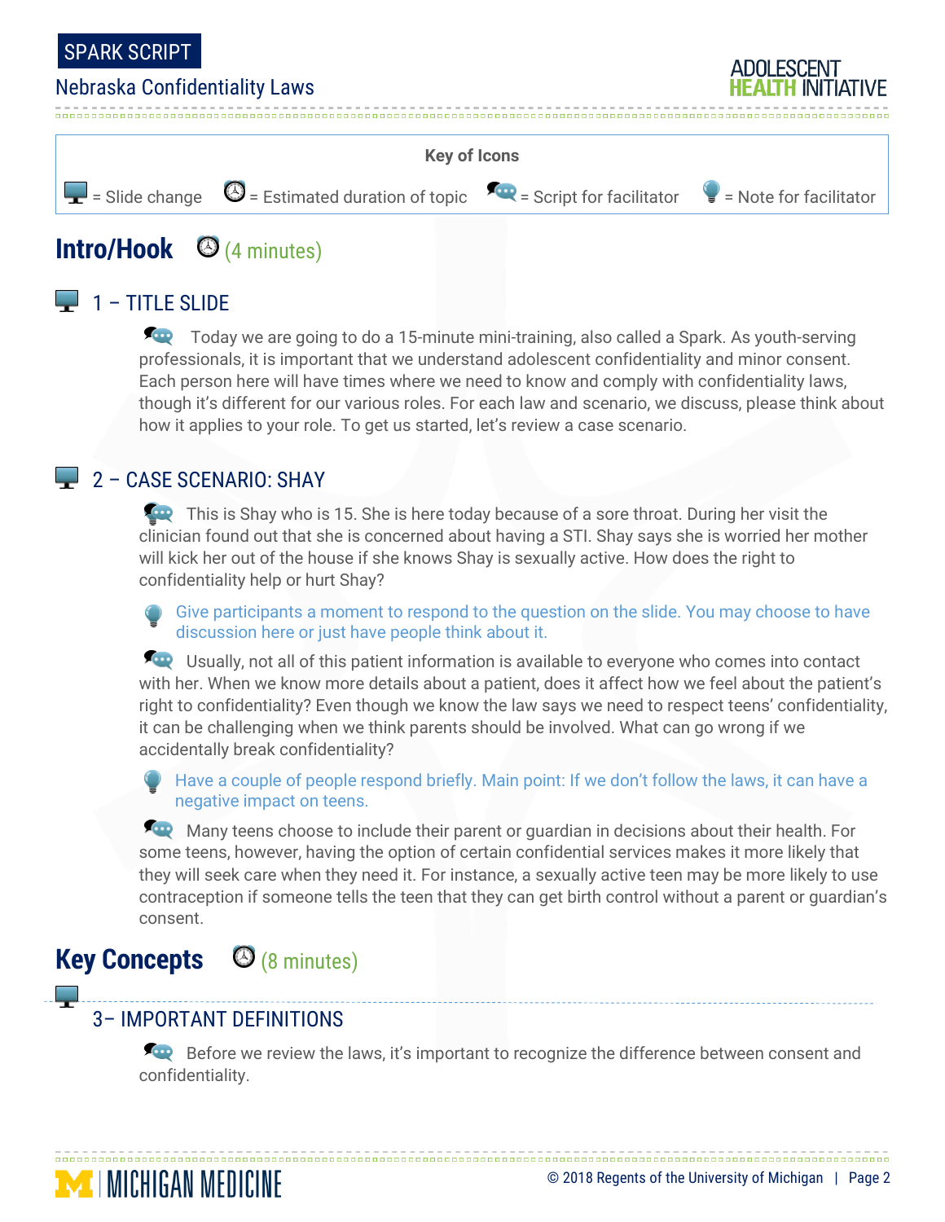SPARK SCRIPT

Nebraska Confidentiality Laws

**Key of Icons**

= Slide change = Estimated duration of topic = Script for facilitator = Note for facilitator

## Intro/Hook (4 minutes)

### 1 – TITLE SLIDE

Today we are going to do a 15-minute mini-training, also called a Spark. As youth-serving professionals, it is important that we understand adolescent confidentiality and minor consent. Each person here will have times where we need to know and comply with confidentiality laws, though it's different for our various roles. For each law and scenario, we discuss, please think about how it applies to your role. To get us started, let's review a case scenario.

### 2 – CASE SCENARIO: SHAY

This is Shay who is 15. She is here today because of a sore throat. During her visit the clinician found out that she is concerned about having a STI. Shay says she is worried her mother will kick her out of the house if she knows Shay is sexually active. How does the right to confidentiality help or hurt Shay?

Give participants a moment to respond to the question on the slide. You may choose to have discussion here or just have people think about it.

Usually, not all of this patient information is available to everyone who comes into contact with her. When we know more details about a patient, does it affect how we feel about the patient's right to confidentiality? Even though we know the law says we need to respect teens' confidentiality, it can be challenging when we think parents should be involved. What can go wrong if we accidentally break confidentiality?

Have a couple of people respond briefly. Main point: If we don't follow the laws, it can have a negative impact on teens.

Many teens choose to include their parent or guardian in decisions about their health. For some teens, however, having the option of certain confidential services makes it more likely that they will seek care when they need it. For instance, a sexually active teen may be more likely to use contraception if someone tells the teen that they can get birth control without a parent or guardian's consent.

## Key Concepts (8 minutes)

### 3– IMPORTANT DEFINITIONS

Before we review the laws, it's important to recognize the difference between consent and confidentiality.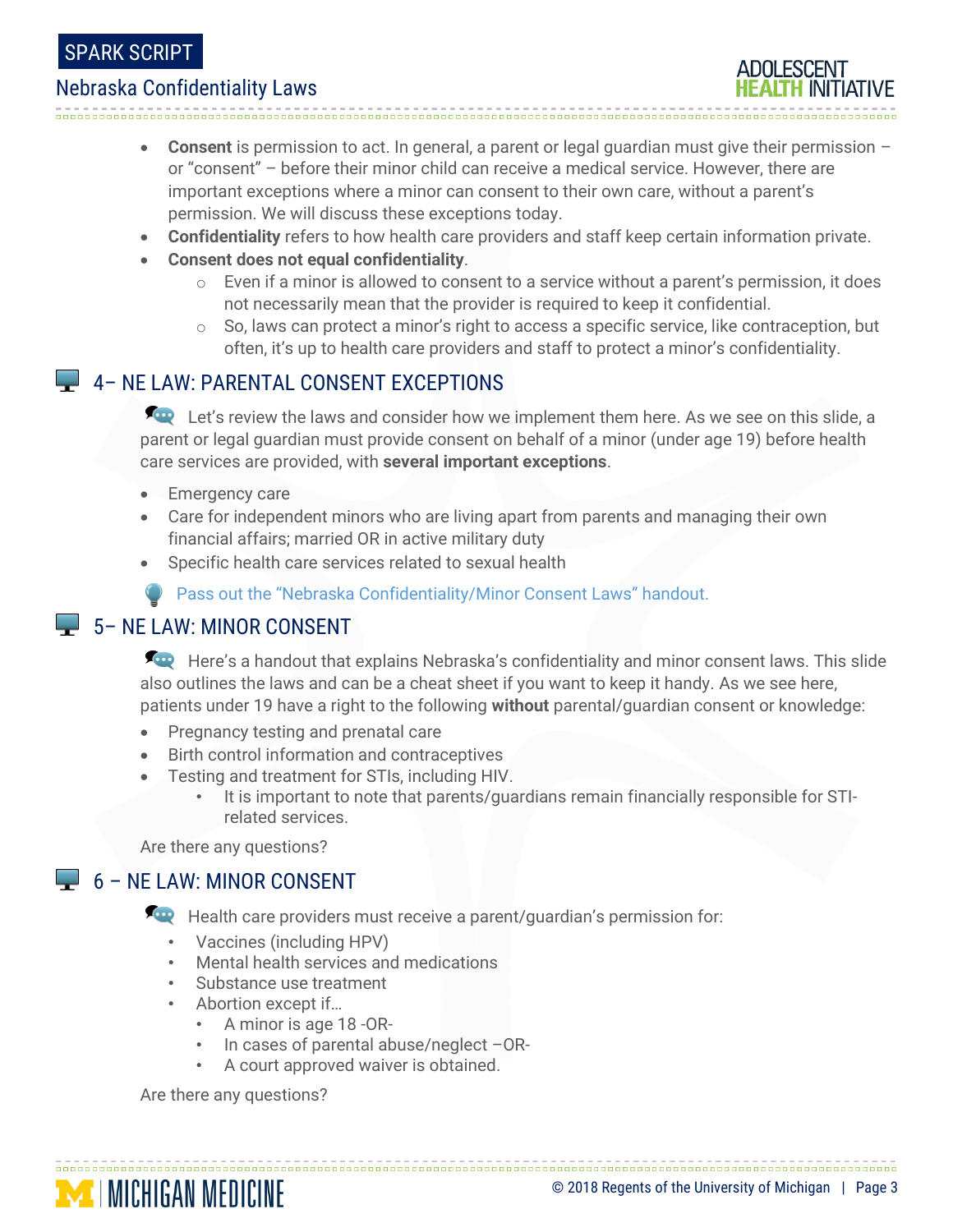- **Consent** is permission to act. In general, a parent or legal guardian must give their permission – or "consent" – before their minor child can receive a medical service. However, there are important exceptions where a minor can consent to their own care, without a parent's permission. We will discuss these exceptions today.
- **Confidentiality** refers to how health care providers and staff keep certain information private.
- **Consent does not equal confidentiality**.
  - Even if a minor is allowed to consent to a service without a parent's permission, it does not necessarily mean that the provider is required to keep it confidential.
  - So, laws can protect a minor's right to access a specific service, like contraception, but often, it's up to health care providers and staff to protect a minor's confidentiality.

## 4– NE LAW: PARENTAL CONSENT EXCEPTIONS

Let's review the laws and consider how we implement them here. As we see on this slide, a parent or legal guardian must provide consent on behalf of a minor (under age 19) before health care services are provided, with **several important exceptions**.

- Emergency care
- Care for independent minors who are living apart from parents and managing their own financial affairs; married OR in active military duty
- Specific health care services related to sexual health

Pass out the "Nebraska Confidentiality/Minor Consent Laws" handout.

## 5– NE LAW: MINOR CONSENT

Here's a handout that explains Nebraska's confidentiality and minor consent laws. This slide also outlines the laws and can be a cheat sheet if you want to keep it handy. As we see here, patients under 19 have a right to the following **without** parental/guardian consent or knowledge:

- Pregnancy testing and prenatal care
- Birth control information and contraceptives
- Testing and treatment for STIs, including HIV.
  - It is important to note that parents/guardians remain financially responsible for STI-related services.

Are there any questions?

## 6 – NE LAW: MINOR CONSENT

Health care providers must receive a parent/guardian's permission for:

- Vaccines (including HPV)
- Mental health services and medications
- Substance use treatment
- Abortion except if…
  - A minor is age 18 -OR-
  - In cases of parental abuse/neglect –OR-
  - A court approved waiver is obtained.

Are there any questions?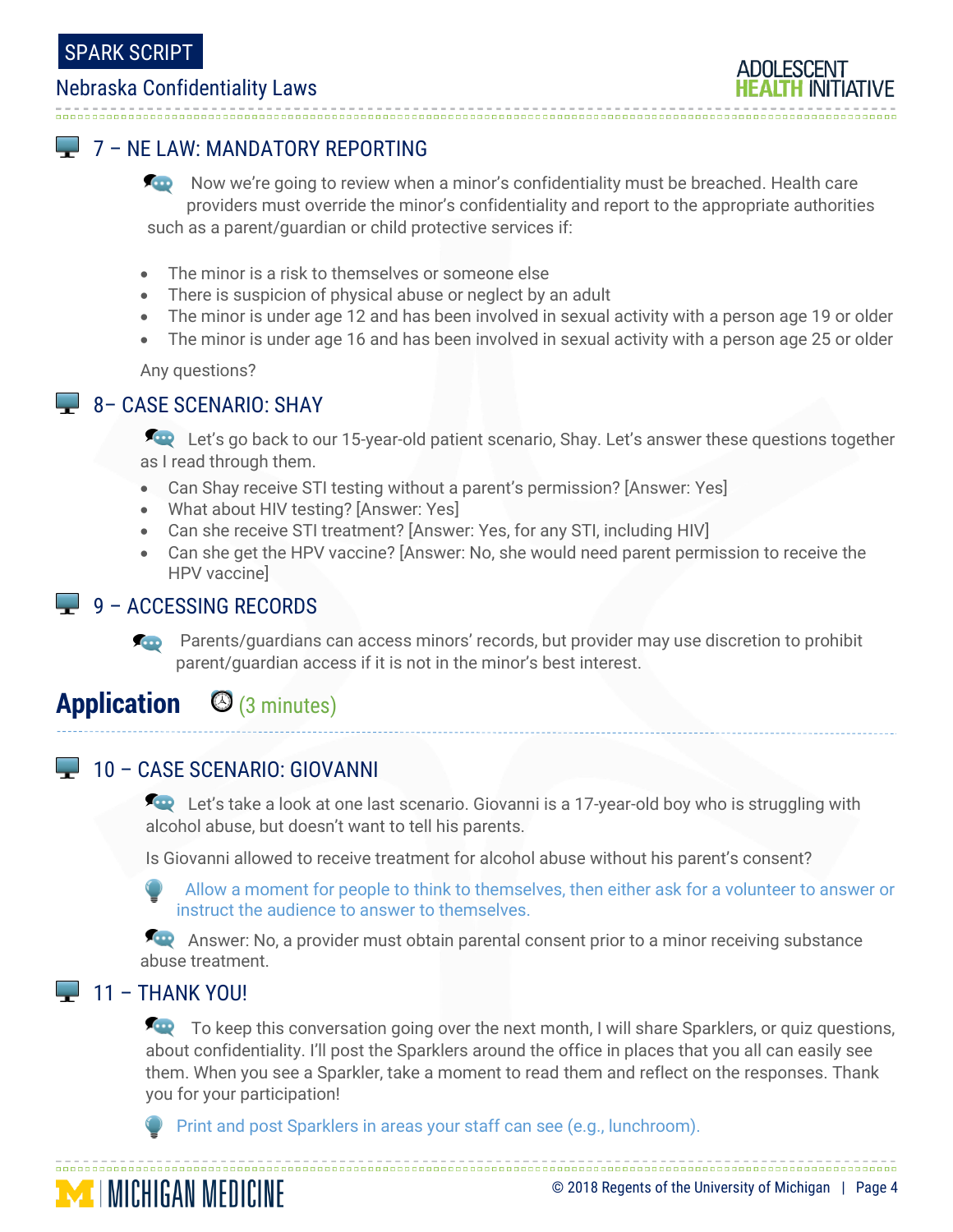### 7 – NE LAW: MANDATORY REPORTING

Now we're going to review when a minor's confidentiality must be breached. Health care providers must override the minor's confidentiality and report to the appropriate authorities such as a parent/guardian or child protective services if:

- The minor is a risk to themselves or someone else
- There is suspicion of physical abuse or neglect by an adult
- The minor is under age 12 and has been involved in sexual activity with a person age 19 or older
- The minor is under age 16 and has been involved in sexual activity with a person age 25 or older

Any questions?

### 8– CASE SCENARIO: SHAY

Let's go back to our 15-year-old patient scenario, Shay. Let's answer these questions together as I read through them.

- Can Shay receive STI testing without a parent's permission? [Answer: Yes]
- What about HIV testing? [Answer: Yes]
- Can she receive STI treatment? [Answer: Yes, for any STI, including HIV]
- Can she get the HPV vaccine? [Answer: No, she would need parent permission to receive the HPV vaccine]

### 9 – ACCESSING RECORDS

Parents/guardians can access minors' records, but provider may use discretion to prohibit parent/guardian access if it is not in the minor's best interest.

## Application (3 minutes)

### 10 – CASE SCENARIO: GIOVANNI

Let's take a look at one last scenario. Giovanni is a 17-year-old boy who is struggling with alcohol abuse, but doesn't want to tell his parents.

Is Giovanni allowed to receive treatment for alcohol abuse without his parent's consent?

Allow a moment for people to think to themselves, then either ask for a volunteer to answer or instruct the audience to answer to themselves.

Answer: No, a provider must obtain parental consent prior to a minor receiving substance abuse treatment.

### 11 – THANK YOU!

To keep this conversation going over the next month, I will share Sparklers, or quiz questions, about confidentiality. I'll post the Sparklers around the office in places that you all can easily see them. When you see a Sparkler, take a moment to read them and reflect on the responses. Thank you for your participation!

Print and post Sparklers in areas your staff can see (e.g., lunchroom).

© 2018 Regents of the University of Michigan